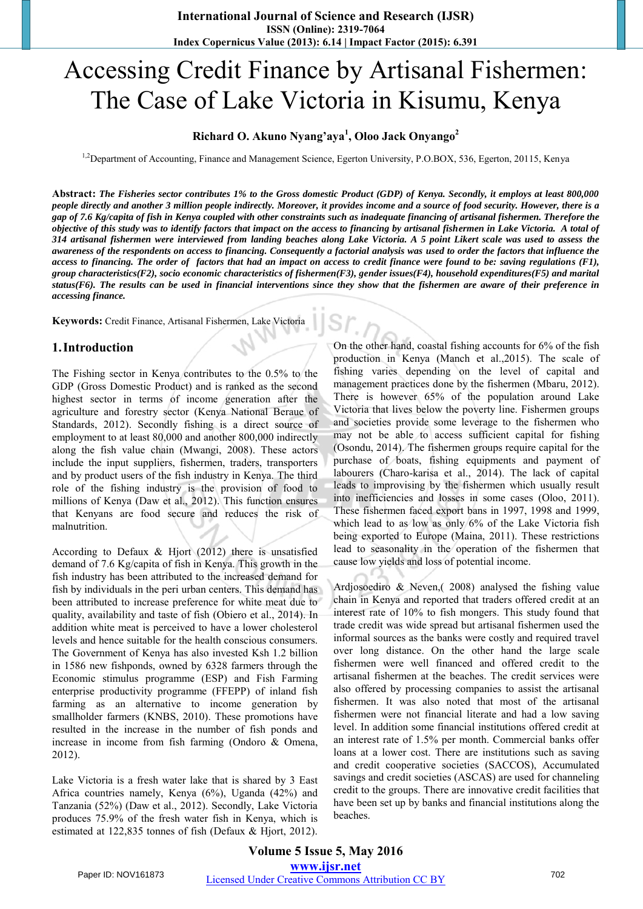# Accessing Credit Finance by Artisanal Fishermen: The Case of Lake Victoria in Kisumu, Kenya

**Richard O. Akuno Nyang'aya[1], Oloo Jack Onyango[2]**

[1,2]Department of Accounting, Finance and Management Science, Egerton University, P.O.BOX, 536, Egerton, 20115, Kenya

**Abstract:** ***The Fisheries sector contributes 1% to the Gross domestic Product (GDP) of Kenya. Secondly, it employs at least 800,000 people directly and another 3 million people indirectly. Moreover, it provides income and a source of food security. However, there is a gap of 7.6 Kg/capita of fish in Kenya coupled with other constraints such as inadequate financing of artisanal fishermen. Therefore the objective of this study was to identify factors that impact on the access to financing by artisanal fishermen in Lake Victoria. A total of 314 artisanal fishermen were interviewed from landing beaches along Lake Victoria. A 5 point Likert scale was used to assess the awareness of the respondents on access to financing. Consequently a factorial analysis was used to order the factors that influence the access to financing. The order of factors that had an impact on access to credit finance were found to be: saving regulations (F1), group characteristics(F2), socio economic characteristics of fishermen(F3), gender issues(F4), household expenditures(F5) and marital status(F6). The results can be used in financial interventions since they show that the fishermen are aware of their preference in accessing finance.***

**Keywords:** Credit Finance, Artisanal Fishermen, Lake Victoria

## 1. Introduction

The Fishing sector in Kenya contributes to the 0.5% to the GDP (Gross Domestic Product) and is ranked as the second highest sector in terms of income generation after the agriculture and forestry sector (Kenya National Beraue of Standards, 2012). Secondly fishing is a direct source of employment to at least 80,000 and another 800,000 indirectly along the fish value chain (Mwangi, 2008). These actors include the input suppliers, fishermen, traders, transporters and by product users of the fish industry in Kenya. The third role of the fishing industry is the provision of food to millions of Kenya (Daw et al., 2012). This function ensures that Kenyans are food secure and reduces the risk of malnutrition.

According to Defaux & Hjort (2012) there is unsatisfied demand of 7.6 Kg/capita of fish in Kenya. This growth in the fish industry has been attributed to the increased demand for fish by individuals in the peri urban centers. This demand has been attributed to increase preference for white meat due to quality, availability and taste of fish (Obiero et al., 2014). In addition white meat is perceived to have a lower cholesterol levels and hence suitable for the health conscious consumers. The Government of Kenya has also invested Ksh 1.2 billion in 1586 new fishponds, owned by 6328 farmers through the Economic stimulus programme (ESP) and Fish Farming enterprise productivity programme (FFEPP) of inland fish farming as an alternative to income generation by smallholder farmers (KNBS, 2010). These promotions have resulted in the increase in the number of fish ponds and increase in income from fish farming (Ondoro & Omena, 2012).

Lake Victoria is a fresh water lake that is shared by 3 East Africa countries namely, Kenya (6%), Uganda (42%) and Tanzania (52%) (Daw et al., 2012). Secondly, Lake Victoria produces 75.9% of the fresh water fish in Kenya, which is estimated at 122,835 tonnes of fish (Defaux & Hjort, 2012). On the other hand, coastal fishing accounts for 6% of the fish production in Kenya (Manch et al.,2015). The scale of fishing varies depending on the level of capital and management practices done by the fishermen (Mbaru, 2012). There is however 65% of the population around Lake Victoria that lives below the poverty line. Fishermen groups and societies provide some leverage to the fishermen who may not be able to access sufficient capital for fishing (Osondu, 2014). The fishermen groups require capital for the purchase of boats, fishing equipments and payment of labourers (Charo-karisa et al., 2014). The lack of capital leads to improvising by the fishermen which usually result into inefficiencies and losses in some cases (Oloo, 2011). These fishermen faced export bans in 1997, 1998 and 1999, which lead to as low as only 6% of the Lake Victoria fish being exported to Europe (Maina, 2011). These restrictions lead to seasonality in the operation of the fishermen that cause low yields and loss of potential income.

Ardjosoediro & Neven,( 2008) analysed the fishing value chain in Kenya and reported that traders offered credit at an interest rate of 10% to fish mongers. This study found that trade credit was wide spread but artisanal fishermen used the informal sources as the banks were costly and required travel over long distance. On the other hand the large scale fishermen were well financed and offered credit to the artisanal fishermen at the beaches. The credit services were also offered by processing companies to assist the artisanal fishermen. It was also noted that most of the artisanal fishermen were not financial literate and had a low saving level. In addition some financial institutions offered credit at an interest rate of 1.5% per month. Commercial banks offer loans at a lower cost. There are institutions such as saving and credit cooperative societies (SACCOS), Accumulated savings and credit societies (ASCAS) are used for channeling credit to the groups. There are innovative credit facilities that have been set up by banks and financial institutions along the beaches.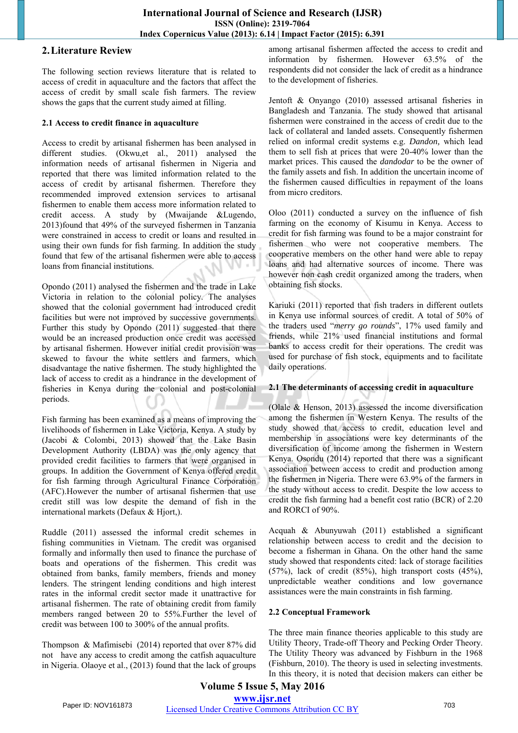## 2. Literature Review

The following section reviews literature that is related to access of credit in aquaculture and the factors that affect the access of credit by small scale fish farmers. The review shows the gaps that the current study aimed at filling.

### 2.1 Access to credit finance in aquaculture

Access to credit by artisanal fishermen has been analysed in different studies. (Okwu,et al., 2011) analysed the information needs of artisanal fishermen in Nigeria and reported that there was limited information related to the access of credit by artisanal fishermen. Therefore they recommended improved extension services to artisanal fishermen to enable them access more information related to credit access. A study by (Mwaijande &Lugendo, 2013)found that 49% of the surveyed fishermen in Tanzania were constrained in access to credit or loans and resulted in using their own funds for fish farming. In addition the study found that few of the artisanal fishermen were able to access loans from financial institutions.

Opondo (2011) analysed the fishermen and the trade in Lake Victoria in relation to the colonial policy. The analyses showed that the colonial government had introduced credit facilities but were not improved by successive governments. Further this study by Opondo (2011) suggested that there would be an increased production once credit was accessed by artisanal fishermen. However initial credit provision was skewed to favour the white settlers and farmers, which disadvantage the native fishermen. The study highlighted the lack of access to credit as a hindrance in the development of fisheries in Kenya during the colonial and post-colonial periods.

Fish farming has been examined as a means of improving the livelihoods of fishermen in Lake Victoria, Kenya. A study by (Jacobi & Colombi, 2013) showed that the Lake Basin Development Authority (LBDA) was the only agency that provided credit facilities to farmers that were organised in groups. In addition the Government of Kenya offered credit for fish farming through Agricultural Finance Corporation (AFC).However the number of artisanal fishermen that use credit still was low despite the demand of fish in the international markets (Defaux & Hjort,).

Ruddle (2011) assessed the informal credit schemes in fishing communities in Vietnam. The credit was organised formally and informally then used to finance the purchase of boats and operations of the fishermen. This credit was obtained from banks, family members, friends and money lenders. The stringent lending conditions and high interest rates in the informal credit sector made it unattractive for artisanal fishermen. The rate of obtaining credit from family members ranged between 20 to 55%.Further the level of credit was between 100 to 300% of the annual profits.

Thompson & Mafimisebi (2014) reported that over 87% did not have any access to credit among the catfish aquaculture in Nigeria. Olaoye et al., (2013) found that the lack of groups among artisanal fishermen affected the access to credit and information by fishermen. However 63.5% of the respondents did not consider the lack of credit as a hindrance to the development of fisheries.

Jentoft & Onyango (2010) assessed artisanal fisheries in Bangladesh and Tanzania. The study showed that artisanal fishermen were constrained in the access of credit due to the lack of collateral and landed assets. Consequently fishermen relied on informal credit systems e.g. *Dandon,* which lead them to sell fish at prices that were 20-40% lower than the market prices. This caused the *dandodar* to be the owner of the family assets and fish. In addition the uncertain income of the fishermen caused difficulties in repayment of the loans from micro creditors.

Oloo (2011) conducted a survey on the influence of fish farming on the economy of Kisumu in Kenya. Access to credit for fish farming was found to be a major constraint for fishermen who were not cooperative members. The cooperative members on the other hand were able to repay loans and had alternative sources of income. There was however non cash credit organized among the traders, when obtaining fish stocks.

Kariuki (2011) reported that fish traders in different outlets in Kenya use informal sources of credit. A total of 50% of the traders used "*merry go rounds*", 17% used family and friends, while 21% used financial institutions and formal banks to access credit for their operations. The credit was used for purchase of fish stock, equipments and to facilitate daily operations.

### 2.1 The determinants of accessing credit in aquaculture

(Olale & Henson, 2013) assessed the income diversification among the fishermen in Western Kenya. The results of the study showed that access to credit, education level and membership in associations were key determinants of the diversification of income among the fishermen in Western Kenya. Osondu (2014) reported that there was a significant association between access to credit and production among the fishermen in Nigeria. There were 63.9% of the farmers in the study without access to credit. Despite the low access to credit the fish farming had a benefit cost ratio (BCR) of 2.20 and RORCI of 90%.

Acquah & Abunyuwah (2011) established a significant relationship between access to credit and the decision to become a fisherman in Ghana. On the other hand the same study showed that respondents cited: lack of storage facilities (57%), lack of credit (85%), high transport costs (45%), unpredictable weather conditions and low governance assistances were the main constraints in fish farming.

### 2.2 Conceptual Framework

The three main finance theories applicable to this study are Utility Theory, Trade-off Theory and Pecking Order Theory. The Utility Theory was advanced by Fishburn in the 1968 (Fishburn, 2010). The theory is used in selecting investments. In this theory, it is noted that decision makers can either be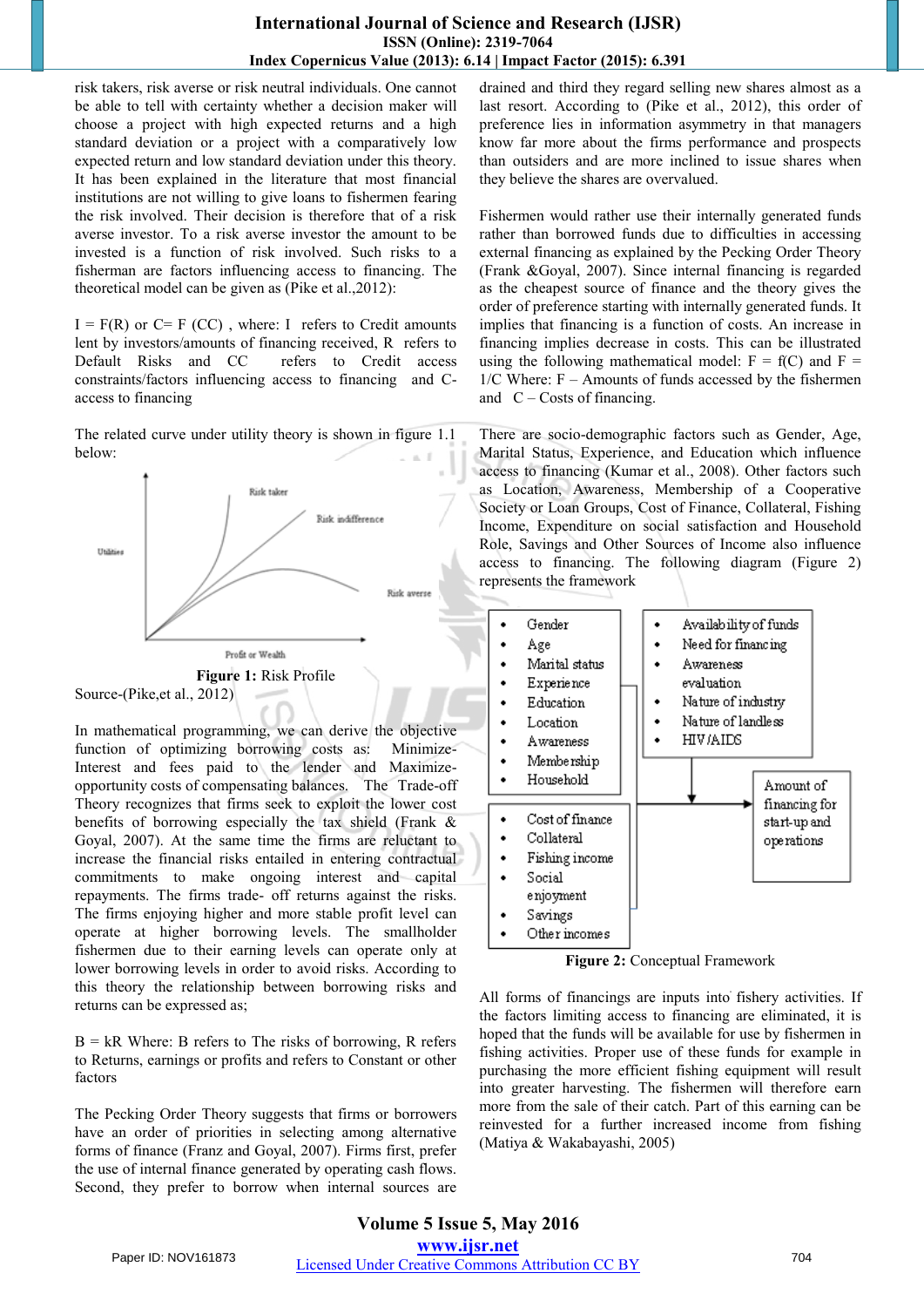risk takers, risk averse or risk neutral individuals. One cannot be able to tell with certainty whether a decision maker will choose a project with high expected returns and a high standard deviation or a project with a comparatively low expected return and low standard deviation under this theory. It has been explained in the literature that most financial institutions are not willing to give loans to fishermen fearing the risk involved. Their decision is therefore that of a risk averse investor. To a risk averse investor the amount to be invested is a function of risk involved. Such risks to a fisherman are factors influencing access to financing. The theoretical model can be given as (Pike et al.,2012):

$I = F(R)$ or $C = F(CC)$ , where: I refers to Credit amounts lent by investors/amounts of financing received, R refers to Default Risks and CC refers to Credit access constraints/factors influencing access to financing and C- access to financing

The related curve under utility theory is shown in figure 1.1 below:

**Figure 1:** Risk Profile

Source-(Pike,et al., 2012)

In mathematical programming, we can derive the objective function of optimizing borrowing costs as: Minimize- Interest and fees paid to the lender and Maximize- opportunity costs of compensating balances. The Trade-off Theory recognizes that firms seek to exploit the lower cost benefits of borrowing especially the tax shield (Frank & Goyal, 2007). At the same time the firms are reluctant to increase the financial risks entailed in entering contractual commitments to make ongoing interest and capital repayments. The firms trade- off returns against the risks. The firms enjoying higher and more stable profit level can operate at higher borrowing levels. The smallholder fishermen due to their earning levels can operate only at lower borrowing levels in order to avoid risks. According to this theory the relationship between borrowing risks and returns can be expressed as;

$B = kR$ Where: B refers to The risks of borrowing, R refers to Returns, earnings or profits and refers to Constant or other factors

The Pecking Order Theory suggests that firms or borrowers have an order of priorities in selecting among alternative forms of finance (Franz and Goyal, 2007). Firms first, prefer the use of internal finance generated by operating cash flows. Second, they prefer to borrow when internal sources are drained and third they regard selling new shares almost as a last resort. According to (Pike et al., 2012), this order of preference lies in information asymmetry in that managers know far more about the firms performance and prospects than outsiders and are more inclined to issue shares when they believe the shares are overvalued.

Fishermen would rather use their internally generated funds rather than borrowed funds due to difficulties in accessing external financing as explained by the Pecking Order Theory (Frank &Goyal, 2007). Since internal financing is regarded as the cheapest source of finance and the theory gives the order of preference starting with internally generated funds. It implies that financing is a function of costs. An increase in financing implies decrease in costs. This can be illustrated using the following mathematical model: $F = f(C)$ and $F = 1/C$ Where: F – Amounts of funds accessed by the fishermen and C – Costs of financing.

There are socio-demographic factors such as Gender, Age, Marital Status, Experience, and Education which influence access to financing (Kumar et al., 2008). Other factors such as Location, Awareness, Membership of a Cooperative Society or Loan Groups, Cost of Finance, Collateral, Fishing Income, Expenditure on social satisfaction and Household Role, Savings and Other Sources of Income also influence access to financing. The following diagram (Figure 2) represents the framework

- Gender
- Age
- Marital status
- Experience
- Education
- Location
- Awareness
- Membership
- Household

- Availability of funds
- Need for financing
- Awareness evaluation
- Nature of industry
- Nature of landless
- HIV/AIDS

- Cost of finance
- Collateral
- Fishing income
- Social enjoyment
- Savings
- Other incomes

Amount of financing for start-up and operations

**Figure 2:** Conceptual Framework

All forms of financings are inputs into fishery activities. If the factors limiting access to financing are eliminated, it is hoped that the funds will be available for use by fishermen in fishing activities. Proper use of these funds for example in purchasing the more efficient fishing equipment will result into greater harvesting. The fishermen will therefore earn more from the sale of their catch. Part of this earning can be reinvested for a further increased income from fishing (Matiya & Wakabayashi, 2005)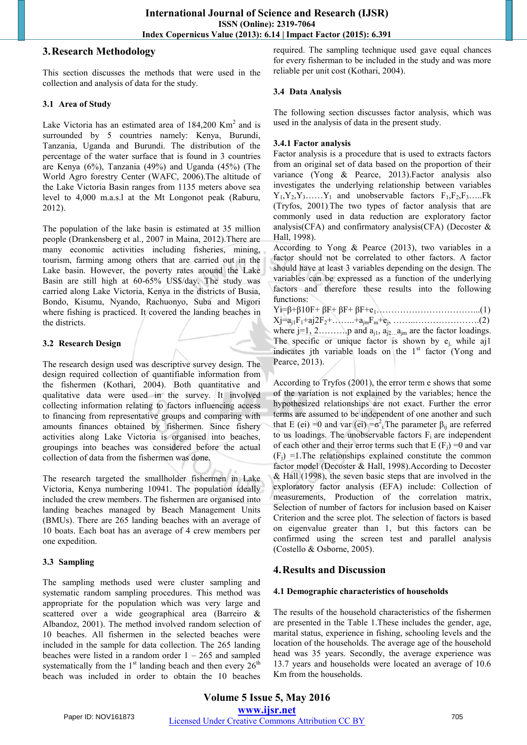## 3. Research Methodology

This section discusses the methods that were used in the collection and analysis of data for the study.

### 3.1 Area of Study

Lake Victoria has an estimated area of 184,200 Km$^2$ and is surrounded by 5 countries namely: Kenya, Burundi, Tanzania, Uganda and Burundi. The distribution of the percentage of the water surface that is found in 3 countries are Kenya (6%), Tanzania (49%) and Uganda (45%) (The World Agro forestry Center (WAFC, 2006).The altitude of the Lake Victoria Basin ranges from 1135 meters above sea level to 4,000 m.a.s.l at the Mt Longonot peak (Raburu, 2012).

The population of the lake basin is estimated at 35 million people (Drankensberg et al., 2007 in Maina, 2012).There are many economic activities including fisheries, mining, tourism, farming among others that are carried out in the Lake basin. However, the poverty rates around the Lake Basin are still high at 60-65% US$/day. The study was carried along Lake Victoria, Kenya in the districts of Busia, Bondo, Kisumu, Nyando, Rachuonyo, Suba and Migori where fishing is practiced. It covered the landing beaches in the districts.

### 3.2 Research Design

The research design used was descriptive survey design. The design required collection of quantifiable information from the fishermen (Kothari, 2004). Both quantitative and qualitative data were used in the survey. It involved collecting information relating to factors influencing access to financing from representative groups and comparing with amounts finances obtained by fishermen. Since fishery activities along Lake Victoria is organised into beaches, groupings into beaches was considered before the actual collection of data from the fishermen was done.

The research targeted the smallholder fishermen in Lake Victoria, Kenya numbering 10941. The population ideally included the crew members. The fishermen are organised into landing beaches managed by Beach Management Units (BMUs). There are 265 landing beaches with an average of 10 boats. Each boat has an average of 4 crew members per one expedition.

### 3.3 Sampling

The sampling methods used were cluster sampling and systematic random sampling procedures. This method was appropriate for the population which was very large and scattered over a wide geographical area (Barreiro & Albandoz, 2001). The method involved random selection of 10 beaches. All fishermen in the selected beaches were included in the sample for data collection. The 265 landing beaches were listed in a random order 1 – 265 and sampled systematically from the 1$^{st}$ landing beach and then every 26$^{th}$ beach was included in order to obtain the 10 beaches required. The sampling technique used gave equal chances for every fisherman to be included in the study and was more reliable per unit cost (Kothari, 2004).

### 3.4 Data Analysis

The following section discusses factor analysis, which was used in the analysis of data in the present study.

#### 3.4.1 Factor analysis

Factor analysis is a procedure that is used to extracts factors from an original set of data based on the proportion of their variance (Yong & Pearce, 2013).Factor analysis also investigates the underlying relationship between variables $Y_1,Y_2,Y_3……Y_1$ and unobservable factors $F_1,F_2,F_3…..F_k$ (Tryfos, 2001).The two types of factor analysis that are commonly used in data reduction are exploratory factor analysis(CFA) and confirmatory analysis(CFA) (Decoster & Hall, 1998).

According to Yong & Pearce (2013), two variables in a factor should not be correlated to other factors. A factor should have at least 3 variables depending on the design. The variables can be expressed as a function of the underlying factors and therefore these results into the following functions:

$Y_i=\beta+\beta10F+ \beta F+ \beta F+ \beta F+e_1$……………………………...(1)

$X_j=a_{j1}F_1+aj2F_2+……..+a_{jm}F_m+e_j$, ……..…………………(2)

where j=1, 2……….p and $a_{j1}$, $a_{j2…}a_{jm}$ are the factor loadings. The specific or unique factor is shown by $e_j$, while aj1 indicates jth variable loads on the 1$^{st}$ factor (Yong and Pearce, 2013).

According to Tryfos (2001), the error term e shows that some of the variation is not explained by the variables; hence the hypothesized relationships are not exact. Further the error terms are assumed to be independent of one another and such that E (ei) =0 and var (ei) =$\sigma^2_i$.The parameter $\beta_{ij}$ are referred to us loadings. The unobservable factors $F_i$ are independent of each other and their error terms such that E ($F_j$) =0 and var ($F_j$) =1.The relationships explained constitute the common factor model (Decoster & Hall, 1998).According to Decoster & Hall (1998), the seven basic steps that are involved in the exploratory factor analysis (EFA) include: Collection of measurements, Production of the correlation matrix, Selection of number of factors for inclusion based on Kaiser Criterion and the scree plot. The selection of factors is based on eigenvalue greater than 1, but this factors can be confirmed using the screen test and parallel analysis (Costello & Osborne, 2005).

## 4. Results and Discussion

### 4.1 Demographic characteristics of households

The results of the household characteristics of the fishermen are presented in the Table 1.These includes the gender, age, marital status, experience in fishing, schooling levels and the location of the households. The average age of the household head was 35 years. Secondly, the average experience was 13.7 years and households were located an average of 10.6 Km from the households.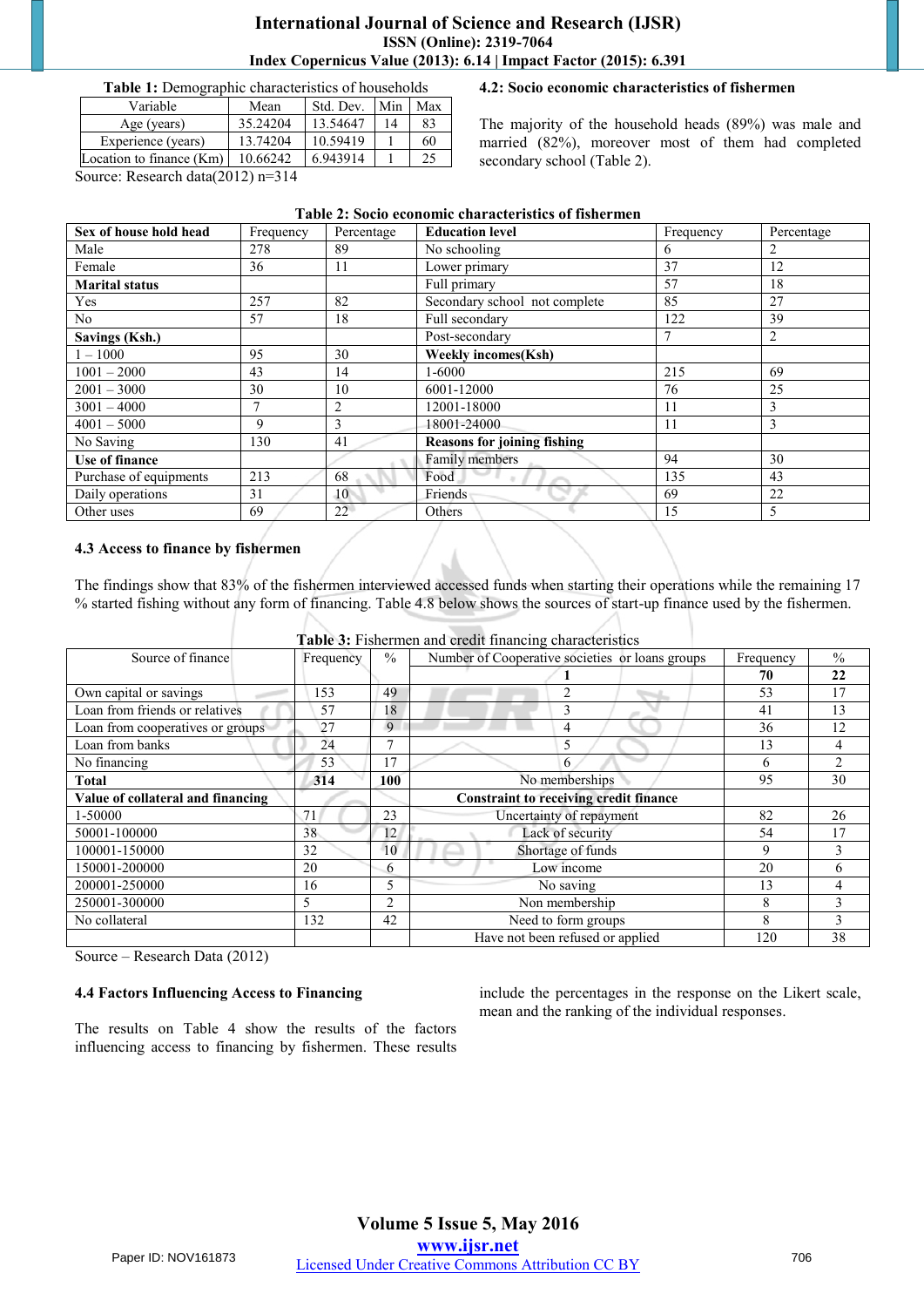**Table 1:** Demographic characteristics of households

| Variable | Mean | Std. Dev. | Min | Max |
|---|---|---|---|---|
| Age (years) | 35.24204 | 13.54647 | 14 | 83 |
| Experience (years) | 13.74204 | 10.59419 | 1 | 60 |
| Location to finance (Km) | 10.66242 | 6.943914 | 1 | 25 |

Source: Research data(2012) n=314

### 4.2: Socio economic characteristics of fishermen

The majority of the household heads (89%) was male and married (82%), moreover most of them had completed secondary school (Table 2).

**Table 2: Socio economic characteristics of fishermen**

| **Sex of house hold head** | Frequency | Percentage | **Education level** | Frequency | Percentage |
|---|---|---|---|---|---|
| Male | 278 | 89 | No schooling | 6 | 2 |
| Female | 36 | 11 | Lower primary | 37 | 12 |
| **Marital status** | | | Full primary | 57 | 18 |
| Yes | 257 | 82 | Secondary school not complete | 85 | 27 |
| No | 57 | 18 | Full secondary | 122 | 39 |
| **Savings (Ksh.)** | | | Post-secondary | 7 | 2 |
| 1 – 1000 | 95 | 30 | **Weekly incomes(Ksh)** | | |
| 1001 – 2000 | 43 | 14 | 1-6000 | 215 | 69 |
| 2001 – 3000 | 30 | 10 | 6001-12000 | 76 | 25 |
| 3001 – 4000 | 7 | 2 | 12001-18000 | 11 | 3 |
| 4001 – 5000 | 9 | 3 | 18001-24000 | 11 | 3 |
| No Saving | 130 | 41 | **Reasons for joining fishing** | | |
| **Use of finance** | | | Family members | 94 | 30 |
| Purchase of equipments | 213 | 68 | Food | 135 | 43 |
| Daily operations | 31 | 10 | Friends | 69 | 22 |
| Other uses | 69 | 22 | Others | 15 | 5 |

### 4.3 Access to finance by fishermen

The findings show that 83% of the fishermen interviewed accessed funds when starting their operations while the remaining 17 % started fishing without any form of financing. Table 4.8 below shows the sources of start-up finance used by the fishermen.

**Table 3:** Fishermen and credit financing characteristics

| Source of finance | Frequency | % | Number of Cooperative societies or loans groups | Frequency | % |
|---|---|---|---|---|---|
| | | | **1** | **70** | **22** |
| Own capital or savings | 153 | 49 | 2 | 53 | 17 |
| Loan from friends or relatives | 57 | 18 | 3 | 41 | 13 |
| Loan from cooperatives or groups | 27 | 9 | 4 | 36 | 12 |
| Loan from banks | 24 | 7 | 5 | 13 | 4 |
| No financing | 53 | 17 | 6 | 6 | 2 |
| **Total** | **314** | **100** | No memberships | 95 | 30 |
| **Value of collateral and financing** | | | **Constraint to receiving credit finance** | | |
| 1-50000 | 71 | 23 | Uncertainty of repayment | 82 | 26 |
| 50001-100000 | 38 | 12 | Lack of security | 54 | 17 |
| 100001-150000 | 32 | 10 | Shortage of funds | 9 | 3 |
| 150001-200000 | 20 | 6 | Low income | 20 | 6 |
| 200001-250000 | 16 | 5 | No saving | 13 | 4 |
| 250001-300000 | 5 | 2 | Non membership | 8 | 3 |
| No collateral | 132 | 42 | Need to form groups | 8 | 3 |
| | | | Have not been refused or applied | 120 | 38 |

Source – Research Data (2012)

### 4.4 Factors Influencing Access to Financing

The results on Table 4 show the results of the factors influencing access to financing by fishermen. These results include the percentages in the response on the Likert scale, mean and the ranking of the individual responses.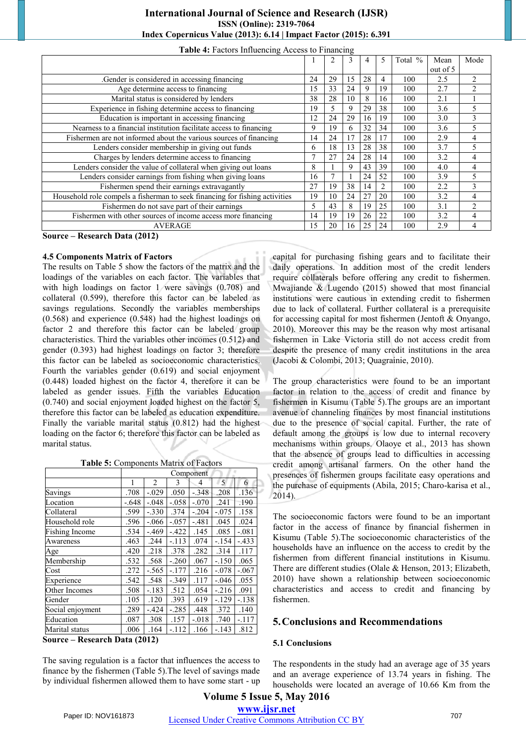**Table 4:** Factors Influencing Access to Financing

| | 1 | 2 | 3 | 4 | 5 | Total % | Mean out of 5 | Mode |
|---|---|---|---|---|---|---|---|---|
| .Gender is considered in accessing financing | 24 | 29 | 15 | 28 | 4 | 100 | 2.5 | 2 |
| Age determine access to financing | 15 | 33 | 24 | 9 | 19 | 100 | 2.7 | 2 |
| Marital status is considered by lenders | 38 | 28 | 10 | 8 | 16 | 100 | 2.1 | 1 |
| Experience in fishing determine access to financing | 19 | 5 | 9 | 29 | 38 | 100 | 3.6 | 5 |
| Education is important in accessing financing | 12 | 24 | 29 | 16 | 19 | 100 | 3.0 | 3 |
| Nearness to a financial institution facilitate access to financing | 9 | 19 | 6 | 32 | 34 | 100 | 3.6 | 5 |
| Fishermen are not informed about the various sources of financing | 14 | 24 | 17 | 28 | 17 | 100 | 2.9 | 4 |
| Lenders consider membership in giving out funds | 6 | 18 | 13 | 28 | 38 | 100 | 3.7 | 5 |
| Charges by lenders determine access to financing | 7 | 27 | 24 | 28 | 14 | 100 | 3.2 | 4 |
| Lenders consider the value of collateral when giving out loans | 8 | 1 | 9 | 43 | 39 | 100 | 4.0 | 4 |
| Lenders consider earnings from fishing when giving loans | 16 | 7 | 1 | 24 | 52 | 100 | 3.9 | 5 |
| Fishermen spend their earnings extravagantly | 27 | 19 | 38 | 14 | 2 | 100 | 2.2 | 3 |
| Household role compels a fisherman to seek financing for fishing activities | 19 | 10 | 24 | 27 | 20 | 100 | 3.2 | 4 |
| Fishermen do not save part of their earnings | 5 | 43 | 8 | 19 | 25 | 100 | 3.1 | 2 |
| Fishermen with other sources of income access more financing | 14 | 19 | 19 | 26 | 22 | 100 | 3.2 | 4 |
| AVERAGE | 15 | 20 | 16 | 25 | 24 | 100 | 2.9 | 4 |

**Source – Research Data (2012)**

### 4.5 Components Matrix of Factors

The results on Table 5 show the factors of the matrix and the loadings of the variables on each factor. The variables that with high loadings on factor 1 were savings (0.708) and collateral (0.599), therefore this factor can be labeled as savings regulations. Secondly the variables memberships (0.568) and experience (0.548) had the highest loadings on factor 2 and therefore this factor can be labeled group characteristics. Third the variables other incomes (0.512) and gender (0.393) had highest loadings on factor 3; therefore this factor can be labeled as socioeconomic characteristics. Fourth the variables gender (0.619) and social enjoyment (0.448) loaded highest on the factor 4, therefore it can be labeled as gender issues. Fifth the variables Education (0.740) and social enjoyment loaded highest on the factor 5, therefore this factor can be labeled as education expenditure. Finally the variable marital status (0.812) had the highest loading on the factor 6; therefore this factor can be labeled as marital status.

**Table 5:** Components Matrix of Factors

| | Component | | | | | |
|---|---|---|---|---|---|---|
| | 1 | 2 | 3 | 4 | 5 | 6 |
| Savings | .708 | -.029 | .050 | -.348 | .208 | .136 |
| Location | -.648 | -.048 | -.058 | -.070 | .241 | .190 |
| Collateral | .599 | -.330 | .374 | -.204 | -.075 | .158 |
| Household role | .596 | -.066 | -.057 | -.481 | .045 | .024 |
| Fishing Income | .534 | -.469 | -.422 | .145 | .085 | -.081 |
| Awareness | .463 | .244 | -.113 | .074 | -.154 | -.433 |
| Age | .420 | .218 | .378 | .282 | .314 | .117 |
| Membership | .532 | .568 | -.260 | .067 | -.150 | .065 |
| Cost | .272 | -.565 | -.177 | .216 | -.078 | -.067 |
| Experience | .542 | .548 | -.349 | .117 | -.046 | .055 |
| Other Incomes | .508 | -.183 | .512 | .054 | -.216 | .091 |
| Gender | .105 | .120 | .393 | .619 | -.129 | -.138 |
| Social enjoyment | .289 | -.424 | -.285 | .448 | .372 | .140 |
| Education | .087 | .308 | .157 | -.018 | .740 | -.117 |
| Marital status | .006 | .164 | -.112 | .166 | -.143 | .812 |

**Source – Research Data (2012)**

The saving regulation is a factor that influences the access to finance by the fishermen (Table 5).The level of savings made by individual fishermen allowed them to have some start - up capital for purchasing fishing gears and to facilitate their daily operations. In addition most of the credit lenders require collaterals before offering any credit to fishermen. Mwajiande & Lugendo (2015) showed that most financial institutions were cautious in extending credit to fishermen due to lack of collateral. Further collateral is a prerequisite for accessing capital for most fishermen (Jentoft & Onyango, 2010). Moreover this may be the reason why most artisanal fishermen in Lake Victoria still do not access credit from despite the presence of many credit institutions in the area (Jacobi & Colombi, 2013; Quagrainie, 2010).

The group characteristics were found to be an important factor in relation to the access of credit and finance by fishermen in Kisumu (Table 5).The groups are an important avenue of channeling finances by most financial institutions due to the presence of social capital. Further, the rate of default among the groups is low due to internal recovery mechanisms within groups. Olaoye et al., 2013 has shown that the absence of groups lead to difficulties in accessing credit among artisanal farmers. On the other hand the presences of fishermen groups facilitate easy operations and the purchase of equipments (Abila, 2015; Charo-karisa et al., 2014).

The socioeconomic factors were found to be an important factor in the access of finance by financial fishermen in Kisumu (Table 5).The socioeconomic characteristics of the households have an influence on the access to credit by the fishermen from different financial institutions in Kisumu. There are different studies (Olale & Henson, 2013; Elizabeth, 2010) have shown a relationship between socioeconomic characteristics and access to credit and financing by fishermen.

## 5. Conclusions and Recommendations

### 5.1 Conclusions

The respondents in the study had an average age of 35 years and an average experience of 13.74 years in fishing. The households were located an average of 10.66 Km from the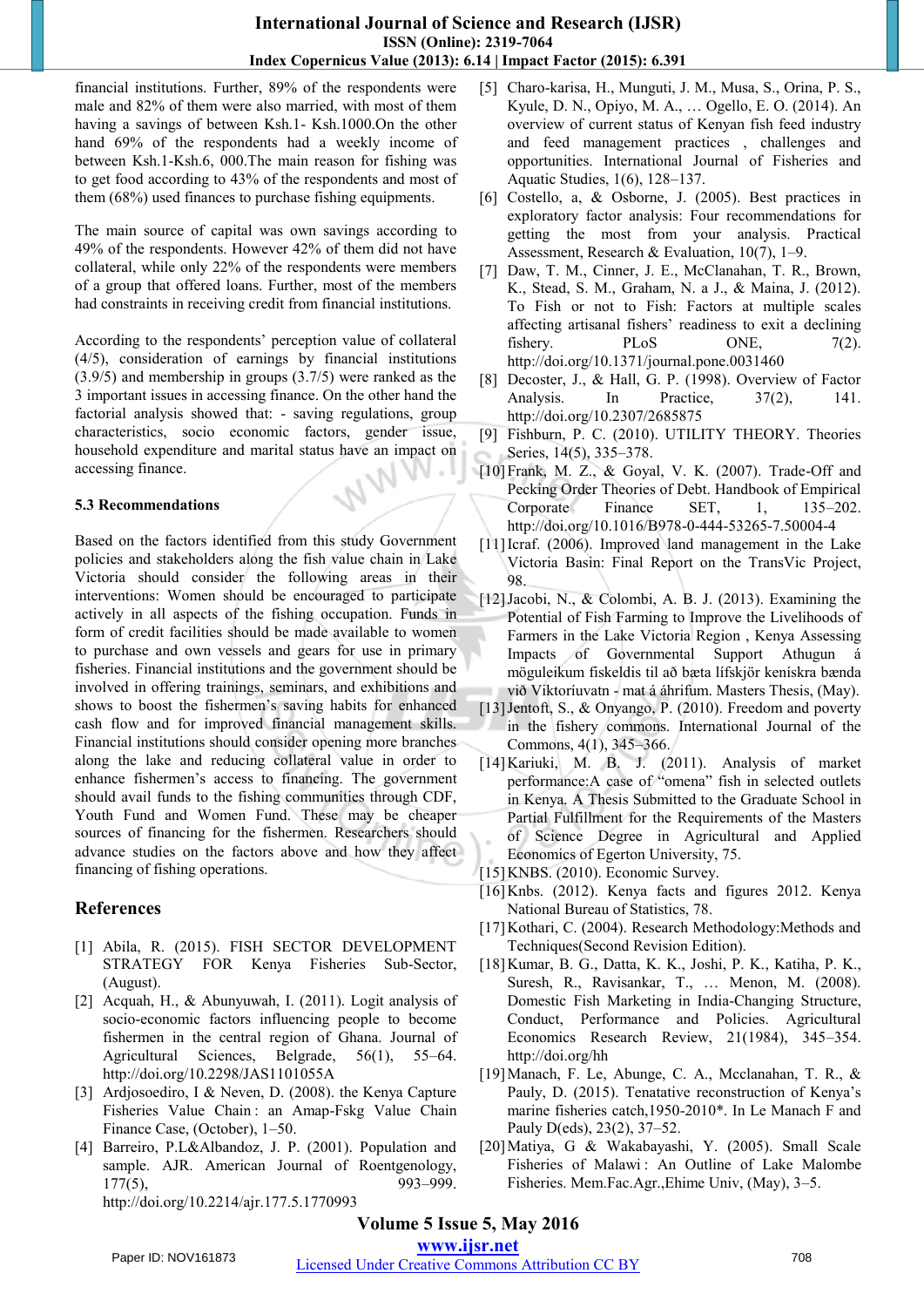financial institutions. Further, 89% of the respondents were male and 82% of them were also married, with most of them having a savings of between Ksh.1- Ksh.1000.On the other hand 69% of the respondents had a weekly income of between Ksh.1-Ksh.6, 000.The main reason for fishing was to get food according to 43% of the respondents and most of them (68%) used finances to purchase fishing equipments.

The main source of capital was own savings according to 49% of the respondents. However 42% of them did not have collateral, while only 22% of the respondents were members of a group that offered loans. Further, most of the members had constraints in receiving credit from financial institutions.

According to the respondents' perception value of collateral (4/5), consideration of earnings by financial institutions (3.9/5) and membership in groups (3.7/5) were ranked as the 3 important issues in accessing finance. On the other hand the factorial analysis showed that: - saving regulations, group characteristics, socio economic factors, gender issue, household expenditure and marital status have an impact on accessing finance.

### 5.3 Recommendations

Based on the factors identified from this study Government policies and stakeholders along the fish value chain in Lake Victoria should consider the following areas in their interventions: Women should be encouraged to participate actively in all aspects of the fishing occupation. Funds in form of credit facilities should be made available to women to purchase and own vessels and gears for use in primary fisheries. Financial institutions and the government should be involved in offering trainings, seminars, and exhibitions and shows to boost the fishermen's saving habits for enhanced cash flow and for improved financial management skills. Financial institutions should consider opening more branches along the lake and reducing collateral value in order to enhance fishermen's access to financing. The government should avail funds to the fishing communities through CDF, Youth Fund and Women Fund. These may be cheaper sources of financing for the fishermen. Researchers should advance studies on the factors above and how they affect financing of fishing operations.

## References

[1] Abila, R. (2015). FISH SECTOR DEVELOPMENT STRATEGY FOR Kenya Fisheries Sub-Sector, (August).

[2] Acquah, H., & Abunyuwah, I. (2011). Logit analysis of socio-economic factors influencing people to become fishermen in the central region of Ghana. Journal of Agricultural Sciences, Belgrade, 56(1), 55–64. http://doi.org/10.2298/JAS1101055A

[3] Ardjosoediro, I & Neven, D. (2008). the Kenya Capture Fisheries Value Chain : an Amap-Fskg Value Chain Finance Case, (October), 1–50.

[4] Barreiro, P.L&Albandoz, J. P. (2001). Population and sample. AJR. American Journal of Roentgenology, 177(5), 993–999. http://doi.org/10.2214/ajr.177.5.1770993

[5] Charo-karisa, H., Munguti, J. M., Musa, S., Orina, P. S., Kyule, D. N., Opiyo, M. A., … Ogello, E. O. (2014). An overview of current status of Kenyan fish feed industry and feed management practices , challenges and opportunities. International Journal of Fisheries and Aquatic Studies, 1(6), 128–137.

[6] Costello, a, & Osborne, J. (2005). Best practices in exploratory factor analysis: Four recommendations for getting the most from your analysis. Practical Assessment, Research & Evaluation, 10(7), 1–9.

[7] Daw, T. M., Cinner, J. E., McClanahan, T. R., Brown, K., Stead, S. M., Graham, N. a J., & Maina, J. (2012). To Fish or not to Fish: Factors at multiple scales affecting artisanal fishers' readiness to exit a declining fishery. PLoS ONE, 7(2). http://doi.org/10.1371/journal.pone.0031460

[8] Decoster, J., & Hall, G. P. (1998). Overview of Factor Analysis. In Practice, 37(2), 141. http://doi.org/10.2307/2685875

[9] Fishburn, P. C. (2010). UTILITY THEORY. Theories Series, 14(5), 335–378.

[10] Frank, M. Z., & Goyal, V. K. (2007). Trade-Off and Pecking Order Theories of Debt. Handbook of Empirical Corporate Finance SET, 1, 135–202. http://doi.org/10.1016/B978-0-444-53265-7.50004-4

[11] Icraf. (2006). Improved land management in the Lake Victoria Basin: Final Report on the TransVic Project, 98.

[12] Jacobi, N., & Colombi, A. B. J. (2013). Examining the Potential of Fish Farming to Improve the Livelihoods of Farmers in the Lake Victoria Region , Kenya Assessing Impacts of Governmental Support Athugun á möguleikum fiskeldis til að bæta lífskjör kenískra bænda við Viktoríuvatn - mat á áhrifum. Masters Thesis, (May).

[13] Jentoft, S., & Onyango, P. (2010). Freedom and poverty in the fishery commons. International Journal of the Commons, 4(1), 345–366.

[14] Kariuki, M. B. J. (2011). Analysis of market performance:A case of "omena" fish in selected outlets in Kenya. A Thesis Submitted to the Graduate School in Partial Fulfillment for the Requirements of the Masters of Science Degree in Agricultural and Applied Economics of Egerton University, 75.

[15] KNBS. (2010). Economic Survey.

[16] Knbs. (2012). Kenya facts and figures 2012. Kenya National Bureau of Statistics, 78.

[17] Kothari, C. (2004). Research Methodology:Methods and Techniques(Second Revision Edition).

[18] Kumar, B. G., Datta, K. K., Joshi, P. K., Katiha, P. K., Suresh, R., Ravisankar, T., … Menon, M. (2008). Domestic Fish Marketing in India-Changing Structure, Conduct, Performance and Policies. Agricultural Economics Research Review, 21(1984), 345–354. http://doi.org/hh

[19] Manach, F. Le, Abunge, C. A., Mcclanahan, T. R., & Pauly, D. (2015). Tenatative reconstruction of Kenya's marine fisheries catch,1950-2010*. In Le Manach F and Pauly D(eds), 23(2), 37–52.

[20] Matiya, G & Wakabayashi, Y. (2005). Small Scale Fisheries of Malawi : An Outline of Lake Malombe Fisheries. Mem.Fac.Agr.,Ehime Univ, (May), 3–5.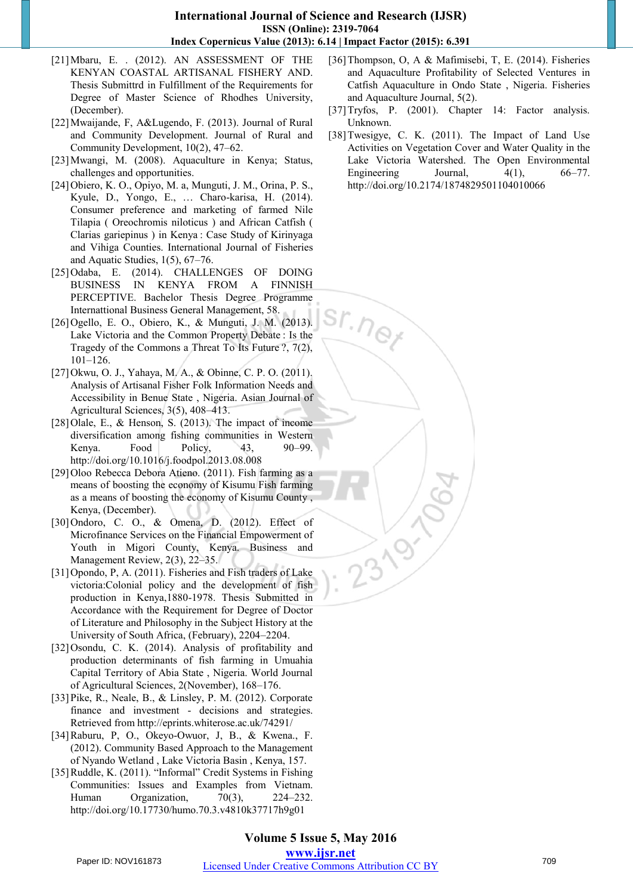[21] Mbaru, E. . (2012). AN ASSESSMENT OF THE KENYAN COASTAL ARTISANAL FISHERY AND. Thesis Submittrd in Fulfillment of the Requirements for Degree of Master Science of Rhodhes University, (December).

[22] Mwaijande, F, A&Lugendo, F. (2013). Journal of Rural and Community Development. Journal of Rural and Community Development, 10(2), 47–62.

[23] Mwangi, M. (2008). Aquaculture in Kenya; Status, challenges and opportunities.

[24] Obiero, K. O., Opiyo, M. a, Munguti, J. M., Orina, P. S., Kyule, D., Yongo, E., … Charo-karisa, H. (2014). Consumer preference and marketing of farmed Nile Tilapia ( Oreochromis niloticus ) and African Catfish ( Clarias gariepinus ) in Kenya : Case Study of Kirinyaga and Vihiga Counties. International Journal of Fisheries and Aquatic Studies, 1(5), 67–76.

[25] Odaba, E. (2014). CHALLENGES OF DOING BUSINESS IN KENYA FROM A FINNISH PERCEPTIVE. Bachelor Thesis Degree Programme Internattional Business General Management, 58.

[26] Ogello, E. O., Obiero, K., & Munguti, J. M. (2013). Lake Victoria and the Common Property Debate : Is the Tragedy of the Commons a Threat To Its Future ?, 7(2), 101–126.

[27] Okwu, O. J., Yahaya, M. A., & Obinne, C. P. O. (2011). Analysis of Artisanal Fisher Folk Information Needs and Accessibility in Benue State , Nigeria. Asian Journal of Agricultural Sciences, 3(5), 408–413.

[28] Olale, E., & Henson, S. (2013). The impact of income diversification among fishing communities in Western Kenya. Food Policy, 43, 90–99. http://doi.org/10.1016/j.foodpol.2013.08.008

[29] Oloo Rebecca Debora Atieno. (2011). Fish farming as a means of boosting the economy of Kisumu Fish farming as a means of boosting the economy of Kisumu County , Kenya, (December).

[30] Ondoro, C. O., & Omena, D. (2012). Effect of Microfinance Services on the Financial Empowerment of Youth in Migori County, Kenya. Business and Management Review, 2(3), 22–35.

[31] Opondo, P, A. (2011). Fisheries and Fish traders of Lake victoria:Colonial policy and the development of fish production in Kenya,1880-1978. Thesis Submitted in Accordance with the Requirement for Degree of Doctor of Literature and Philosophy in the Subject History at the University of South Africa, (February), 2204–2204.

[32] Osondu, C. K. (2014). Analysis of profitability and production determinants of fish farming in Umuahia Capital Territory of Abia State , Nigeria. World Journal of Agricultural Sciences, 2(November), 168–176.

[33] Pike, R., Neale, B., & Linsley, P. M. (2012). Corporate finance and investment - decisions and strategies. Retrieved from http://eprints.whiterose.ac.uk/74291/

[34] Raburu, P, O., Okeyo-Owuor, J, B., & Kwena., F. (2012). Community Based Approach to the Management of Nyando Wetland , Lake Victoria Basin , Kenya, 157.

[35] Ruddle, K. (2011). "Informal" Credit Systems in Fishing Communities: Issues and Examples from Vietnam. Human Organization, 70(3), 224–232. http://doi.org/10.17730/humo.70.3.v4810k37717h9g01

[36] Thompson, O, A & Mafimisebi, T, E. (2014). Fisheries and Aquaculture Profitability of Selected Ventures in Catfish Aquaculture in Ondo State , Nigeria. Fisheries and Aquaculture Journal, 5(2).

[37] Tryfos, P. (2001). Chapter 14: Factor analysis. Unknown.

[38] Twesigye, C. K. (2011). The Impact of Land Use Activities on Vegetation Cover and Water Quality in the Lake Victoria Watershed. The Open Environmental Engineering Journal, 4(1), 66–77. http://doi.org/10.2174/1874829501104010066